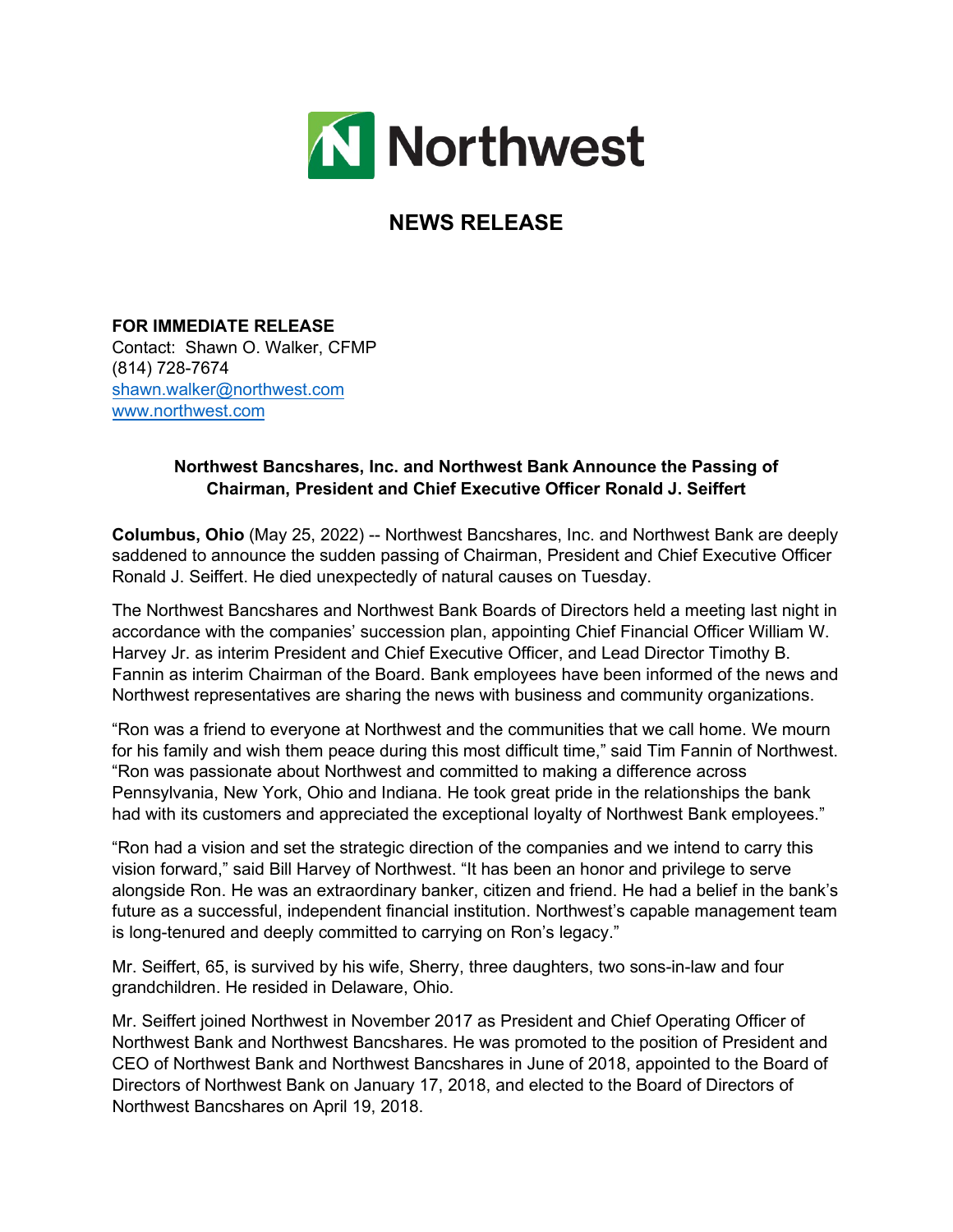Northwest

# NEWS RELEASE

**FOR IMMEDIATE RELEASE**
Contact: Shawn O. Walker, CFMP
(814) 728-7674
shawn.walker@northwest.com
www.northwest.com

**Northwest Bancshares, Inc. and Northwest Bank Announce the Passing of Chairman, President and Chief Executive Officer Ronald J. Seiffert**

**Columbus, Ohio** (May 25, 2022) -- Northwest Bancshares, Inc. and Northwest Bank are deeply saddened to announce the sudden passing of Chairman, President and Chief Executive Officer Ronald J. Seiffert. He died unexpectedly of natural causes on Tuesday.

The Northwest Bancshares and Northwest Bank Boards of Directors held a meeting last night in accordance with the companies' succession plan, appointing Chief Financial Officer William W. Harvey Jr. as interim President and Chief Executive Officer, and Lead Director Timothy B. Fannin as interim Chairman of the Board. Bank employees have been informed of the news and Northwest representatives are sharing the news with business and community organizations.

"Ron was a friend to everyone at Northwest and the communities that we call home. We mourn for his family and wish them peace during this most difficult time," said Tim Fannin of Northwest. "Ron was passionate about Northwest and committed to making a difference across Pennsylvania, New York, Ohio and Indiana. He took great pride in the relationships the bank had with its customers and appreciated the exceptional loyalty of Northwest Bank employees."

"Ron had a vision and set the strategic direction of the companies and we intend to carry this vision forward," said Bill Harvey of Northwest. "It has been an honor and privilege to serve alongside Ron. He was an extraordinary banker, citizen and friend. He had a belief in the bank's future as a successful, independent financial institution. Northwest's capable management team is long-tenured and deeply committed to carrying on Ron's legacy."

Mr. Seiffert, 65, is survived by his wife, Sherry, three daughters, two sons-in-law and four grandchildren. He resided in Delaware, Ohio.

Mr. Seiffert joined Northwest in November 2017 as President and Chief Operating Officer of Northwest Bank and Northwest Bancshares. He was promoted to the position of President and CEO of Northwest Bank and Northwest Bancshares in June of 2018, appointed to the Board of Directors of Northwest Bank on January 17, 2018, and elected to the Board of Directors of Northwest Bancshares on April 19, 2018.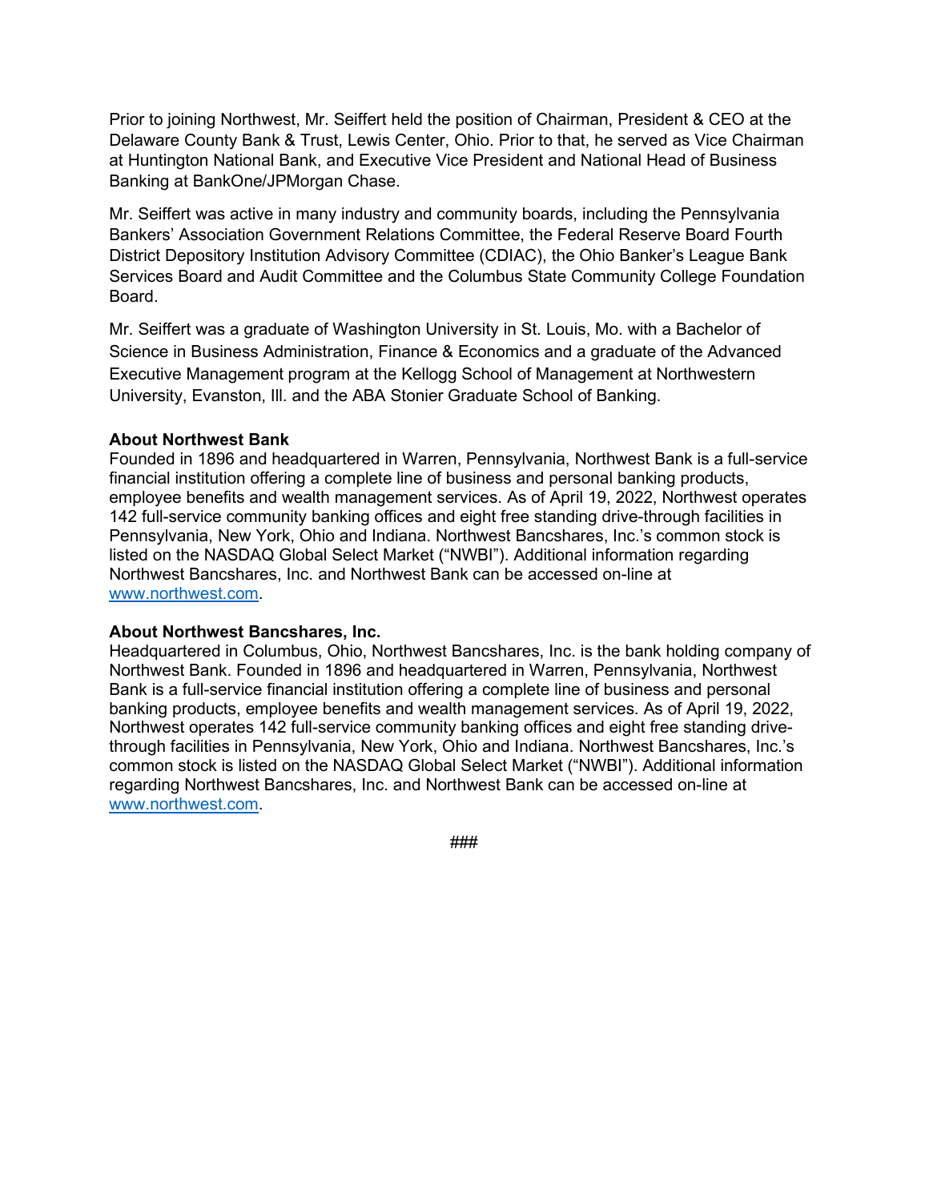Prior to joining Northwest, Mr. Seiffert held the position of Chairman, President & CEO at the Delaware County Bank & Trust, Lewis Center, Ohio. Prior to that, he served as Vice Chairman at Huntington National Bank, and Executive Vice President and National Head of Business Banking at BankOne/JPMorgan Chase.

Mr. Seiffert was active in many industry and community boards, including the Pennsylvania Bankers' Association Government Relations Committee, the Federal Reserve Board Fourth District Depository Institution Advisory Committee (CDIAC), the Ohio Banker's League Bank Services Board and Audit Committee and the Columbus State Community College Foundation Board.

Mr. Seiffert was a graduate of Washington University in St. Louis, Mo. with a Bachelor of Science in Business Administration, Finance & Economics and a graduate of the Advanced Executive Management program at the Kellogg School of Management at Northwestern University, Evanston, Ill. and the ABA Stonier Graduate School of Banking.

**About Northwest Bank**
Founded in 1896 and headquartered in Warren, Pennsylvania, Northwest Bank is a full-service financial institution offering a complete line of business and personal banking products, employee benefits and wealth management services. As of April 19, 2022, Northwest operates 142 full-service community banking offices and eight free standing drive-through facilities in Pennsylvania, New York, Ohio and Indiana. Northwest Bancshares, Inc.'s common stock is listed on the NASDAQ Global Select Market ("NWBI"). Additional information regarding Northwest Bancshares, Inc. and Northwest Bank can be accessed on-line at [www.northwest.com](www.northwest.com).

**About Northwest Bancshares, Inc.**
Headquartered in Columbus, Ohio, Northwest Bancshares, Inc. is the bank holding company of Northwest Bank. Founded in 1896 and headquartered in Warren, Pennsylvania, Northwest Bank is a full-service financial institution offering a complete line of business and personal banking products, employee benefits and wealth management services. As of April 19, 2022, Northwest operates 142 full-service community banking offices and eight free standing drive-through facilities in Pennsylvania, New York, Ohio and Indiana. Northwest Bancshares, Inc.'s common stock is listed on the NASDAQ Global Select Market ("NWBI"). Additional information regarding Northwest Bancshares, Inc. and Northwest Bank can be accessed on-line at [www.northwest.com](www.northwest.com).

###